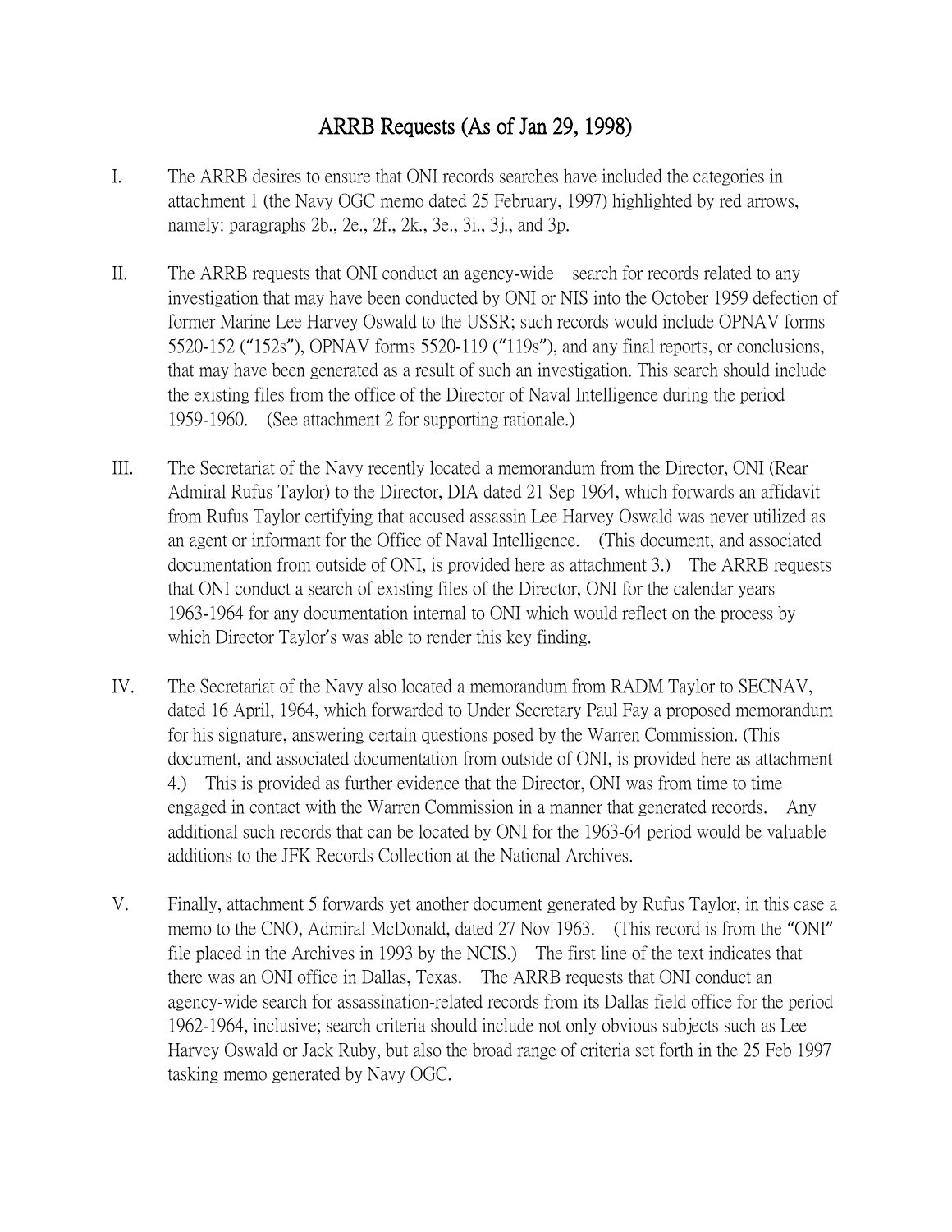# ARRB Requests (As of Jan 29, 1998)

I. The ARRB desires to ensure that ONI records searches have included the categories in attachment 1 (the Navy OGC memo dated 25 February, 1997) highlighted by red arrows, namely: paragraphs 2b., 2e., 2f., 2k., 3e., 3i., 3j., and 3p.

II. The ARRB requests that ONI conduct an agency-wide search for records related to any investigation that may have been conducted by ONI or NIS into the October 1959 defection of former Marine Lee Harvey Oswald to the USSR; such records would include OPNAV forms 5520-152 ("152s"), OPNAV forms 5520-119 ("119s"), and any final reports, or conclusions, that may have been generated as a result of such an investigation. This search should include the existing files from the office of the Director of Naval Intelligence during the period 1959-1960. (See attachment 2 for supporting rationale.)

III. The Secretariat of the Navy recently located a memorandum from the Director, ONI (Rear Admiral Rufus Taylor) to the Director, DIA dated 21 Sep 1964, which forwards an affidavit from Rufus Taylor certifying that accused assassin Lee Harvey Oswald was never utilized as an agent or informant for the Office of Naval Intelligence. (This document, and associated documentation from outside of ONI, is provided here as attachment 3.) The ARRB requests that ONI conduct a search of existing files of the Director, ONI for the calendar years 1963-1964 for any documentation internal to ONI which would reflect on the process by which Director Taylor's was able to render this key finding.

IV. The Secretariat of the Navy also located a memorandum from RADM Taylor to SECNAV, dated 16 April, 1964, which forwarded to Under Secretary Paul Fay a proposed memorandum for his signature, answering certain questions posed by the Warren Commission. (This document, and associated documentation from outside of ONI, is provided here as attachment 4.) This is provided as further evidence that the Director, ONI was from time to time engaged in contact with the Warren Commission in a manner that generated records. Any additional such records that can be located by ONI for the 1963-64 period would be valuable additions to the JFK Records Collection at the National Archives.

V. Finally, attachment 5 forwards yet another document generated by Rufus Taylor, in this case a memo to the CNO, Admiral McDonald, dated 27 Nov 1963. (This record is from the "ONI" file placed in the Archives in 1993 by the NCIS.) The first line of the text indicates that there was an ONI office in Dallas, Texas. The ARRB requests that ONI conduct an agency-wide search for assassination-related records from its Dallas field office for the period 1962-1964, inclusive; search criteria should include not only obvious subjects such as Lee Harvey Oswald or Jack Ruby, but also the broad range of criteria set forth in the 25 Feb 1997 tasking memo generated by Navy OGC.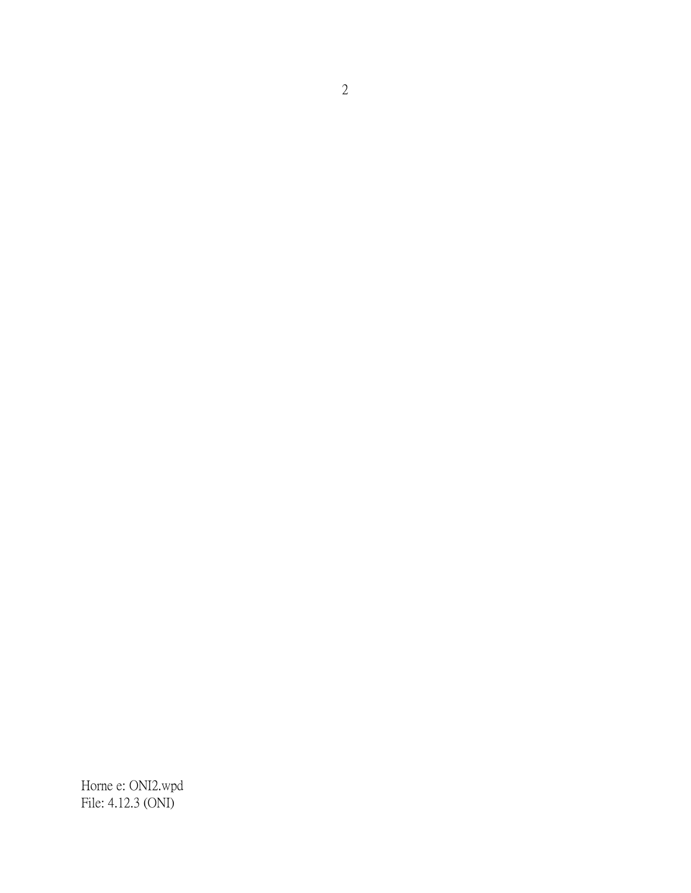Horne e: ONI2.wpd
File: 4.12.3 (ONI)